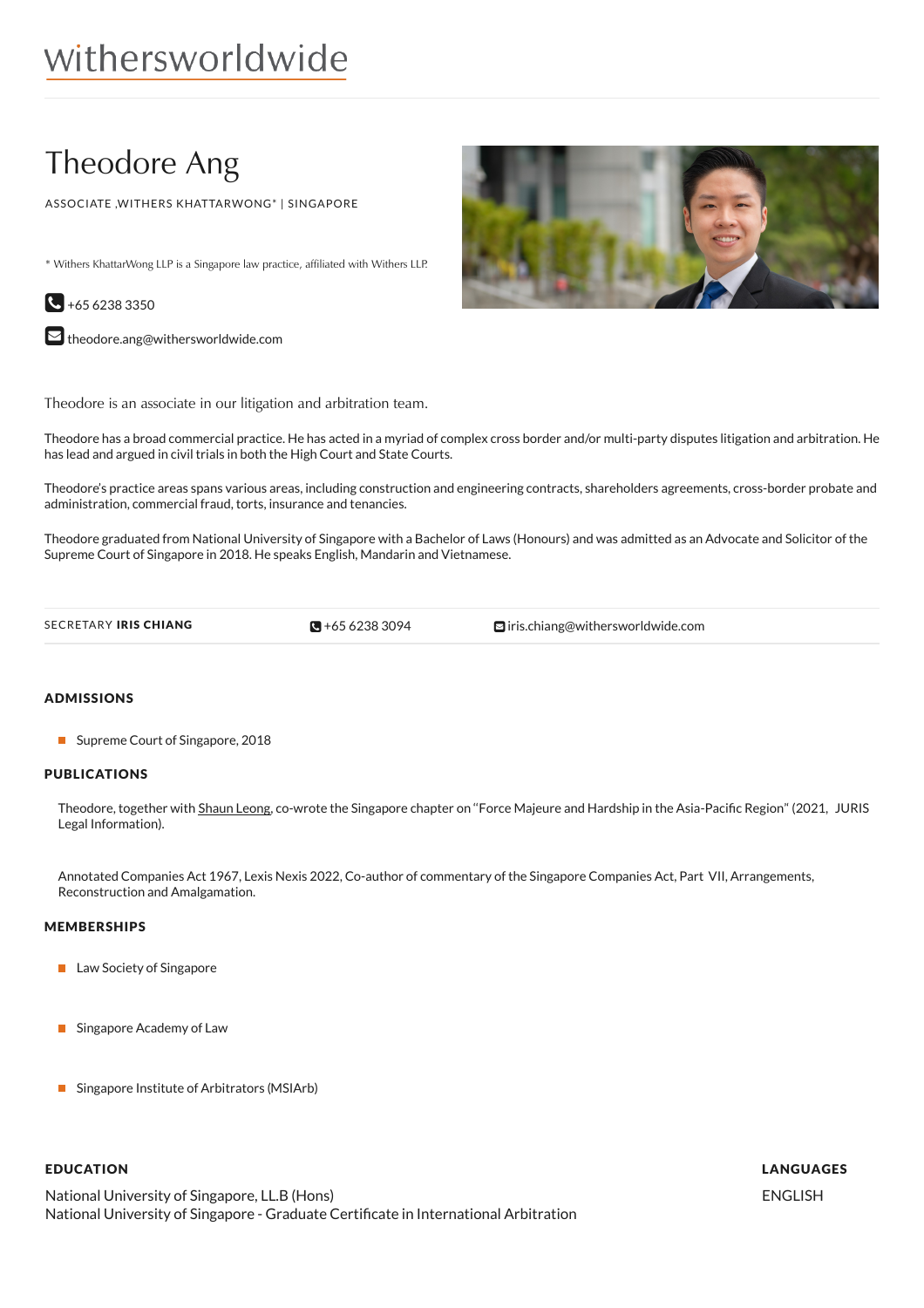withersworldwide

# Theodore Ang

ASSOCIATE ,WITHERS KHATTARWONG* | SINGAPORE

* Withers KhattarWong LLP is a Singapore law practice, affiliated with Withers LLP.

+65 6238 3350

theodore.ang@withersworldwide.com

Theodore is an associate in our litigation and arbitration team.

Theodore has a broad commercial practice. He has acted in a myriad of complex cross border and/or multi-party disputes litigation and arbitration. He has lead and argued in civil trials in both the High Court and State Courts.

Theodore's practice areas spans various areas, including construction and engineering contracts, shareholders agreements, cross-border probate and administration, commercial fraud, torts, insurance and tenancies.

Theodore graduated from National University of Singapore with a Bachelor of Laws (Honours) and was admitted as an Advocate and Solicitor of the Supreme Court of Singapore in 2018. He speaks English, Mandarin and Vietnamese.

SECRETARY **IRIS CHIANG** | +65 6238 3094 | iris.chiang@withersworldwide.com

## ADMISSIONS

- Supreme Court of Singapore, 2018

## PUBLICATIONS

Theodore, together with Shaun Leong, co-wrote the Singapore chapter on "Force Majeure and Hardship in the Asia-Pacific Region" (2021, JURIS Legal Information).

Annotated Companies Act 1967, Lexis Nexis 2022, Co-author of commentary of the Singapore Companies Act, Part VII, Arrangements, Reconstruction and Amalgamation.

## MEMBERSHIPS

- Law Society of Singapore
- Singapore Academy of Law
- Singapore Institute of Arbitrators (MSIArb)

## EDUCATION

National University of Singapore, LL.B (Hons)
National University of Singapore - Graduate Certificate in International Arbitration

## LANGUAGES

ENGLISH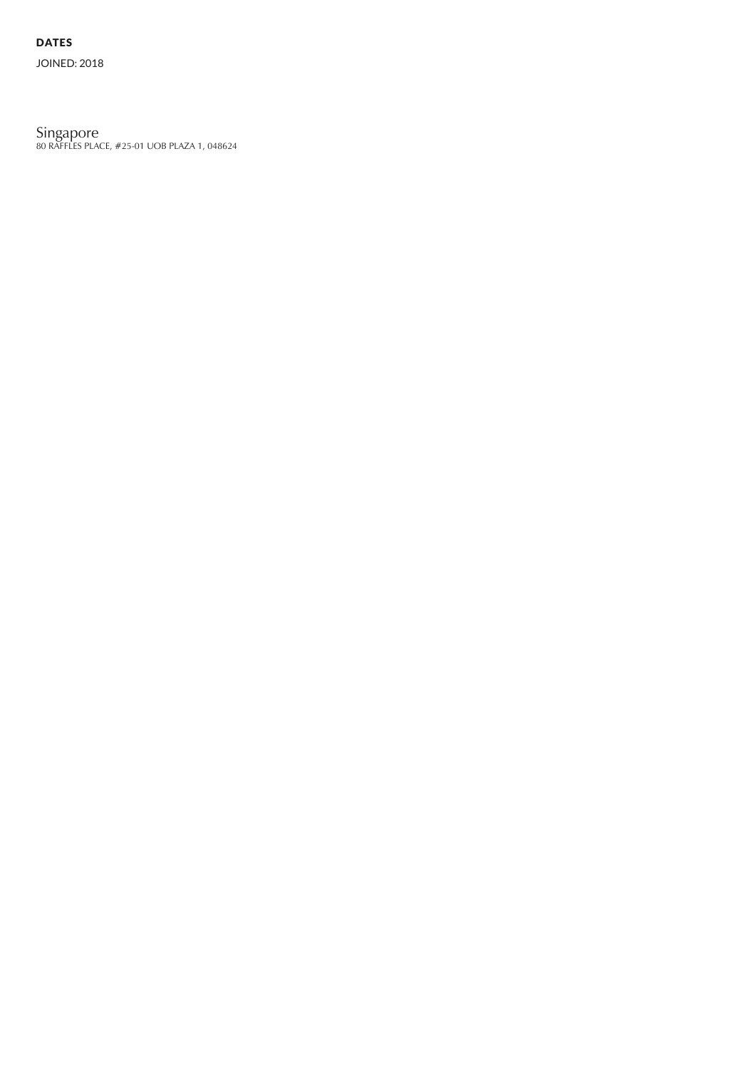### DATES

JOINED: 2018

Singapore

80 RAFFLES PLACE, #25-01 UOB PLAZA 1, 048624